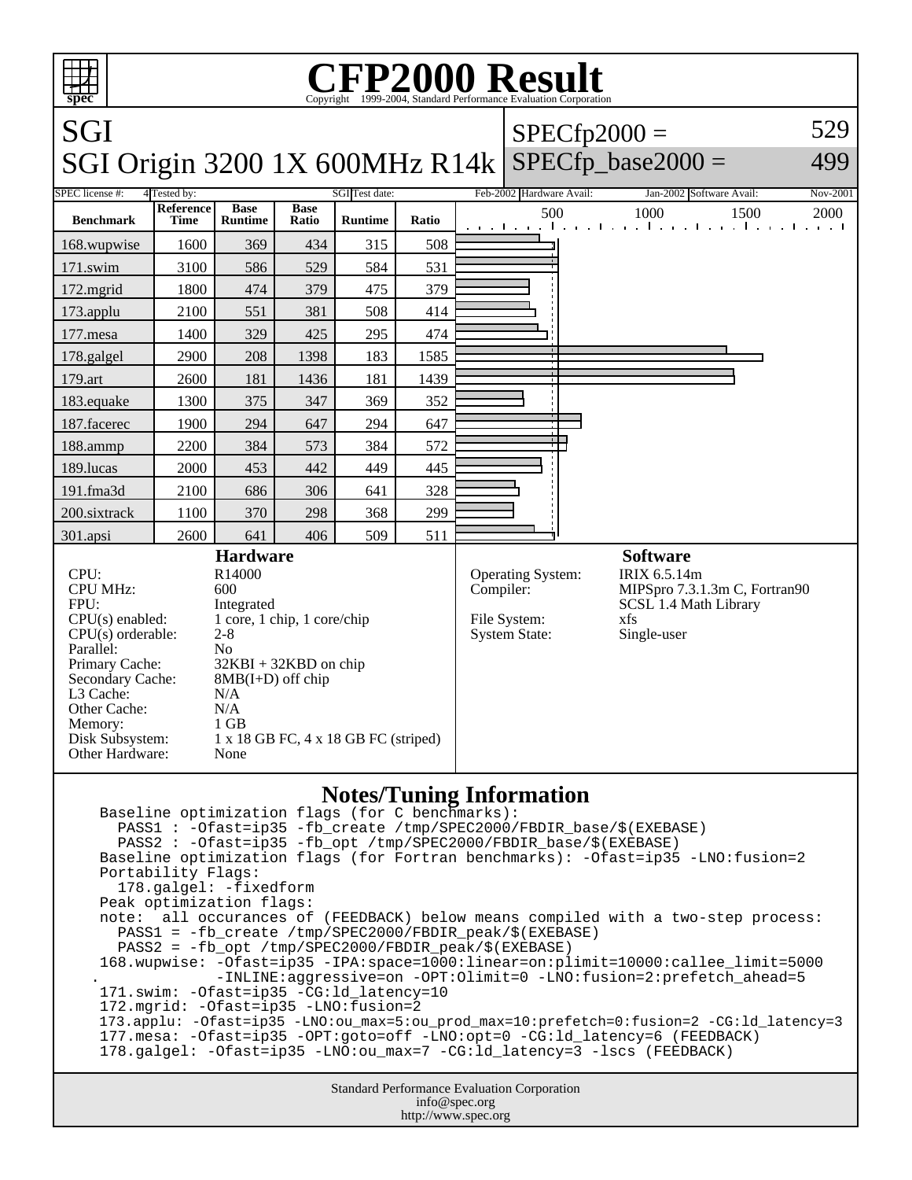# CFP2000 Result

Copyright 1999-2004, Standard Performance Evaluation Corporation

## SGI
## SGI Origin 3200 1X 600MHz R14k

SPECfp2000 = 529

SPECfp_base2000 = 499

SPEC license #: 4 | Tested by: SGI | Test date: Feb-2002 | Hardware Avail: Jan-2002 | Software Avail: Nov-2001

| Benchmark | Reference Time | Base Runtime | Base Ratio | Runtime | Ratio |
|---|---|---|---|---|---|
| 168.wupwise | 1600 | 369 | 434 | 315 | 508 |
| 171.swim | 3100 | 586 | 529 | 584 | 531 |
| 172.mgrid | 1800 | 474 | 379 | 475 | 379 |
| 173.applu | 2100 | 551 | 381 | 508 | 414 |
| 177.mesa | 1400 | 329 | 425 | 295 | 474 |
| 178.galgel | 2900 | 208 | 1398 | 183 | 1585 |
| 179.art | 2600 | 181 | 1436 | 181 | 1439 |
| 183.equake | 1300 | 375 | 347 | 369 | 352 |
| 187.facerec | 1900 | 294 | 647 | 294 | 647 |
| 188.ammp | 2200 | 384 | 573 | 384 | 572 |
| 189.lucas | 2000 | 453 | 442 | 449 | 445 |
| 191.fma3d | 2100 | 686 | 306 | 641 | 328 |
| 200.sixtrack | 1100 | 370 | 298 | 368 | 299 |
| 301.apsi | 2600 | 641 | 406 | 509 | 511 |

### Hardware

- CPU: R14000
- CPU MHz: 600
- FPU: Integrated
- CPU(s) enabled: 1 core, 1 chip, 1 core/chip
- CPU(s) orderable: 2-8
- Parallel: No
- Primary Cache: 32KBI + 32KBD on chip
- Secondary Cache: 8MB(I+D) off chip
- L3 Cache: N/A
- Other Cache: N/A
- Memory: 1 GB
- Disk Subsystem: 1 x 18 GB FC, 4 x 18 GB FC (striped)
- Other Hardware: None

### Software

- Operating System: IRIX 6.5.14m
- Compiler: MIPSpro 7.3.1.3m C, Fortran90 SCSL 1.4 Math Library
- File System: xfs
- System State: Single-user

### Notes/Tuning Information

```
Baseline optimization flags (for C benchmarks):
  PASS1 : -Ofast=ip35 -fb_create /tmp/SPEC2000/FBDIR_base/$(EXEBASE)
  PASS2 : -Ofast=ip35 -fb_opt /tmp/SPEC2000/FBDIR_base/$(EXEBASE)
Baseline optimization flags (for Fortran benchmarks): -Ofast=ip35 -LNO:fusion=2
Portability Flags:
  178.galgel: -fixedform
Peak optimization flags:
note:  all occurances of (FEEDBACK) below means compiled with a two-step process:
  PASS1 = -fb_create /tmp/SPEC2000/FBDIR_peak/$(EXEBASE)
  PASS2 = -fb_opt /tmp/SPEC2000/FBDIR_peak/$(EXEBASE)
168.wupwise: -Ofast=ip35 -IPA:space=1000:linear=on:plimit=10000:callee_limit=5000
.            -INLINE:aggressive=on -OPT:Olimit=0 -LNO:fusion=2:prefetch_ahead=5
171.swim: -Ofast=ip35 -CG:ld_latency=10
172.mgrid: -Ofast=ip35 -LNO:fusion=2
173.applu: -Ofast=ip35 -LNO:ou_max=5:ou_prod_max=10:prefetch=0:fusion=2 -CG:ld_latency=3
177.mesa: -Ofast=ip35 -OPT:goto=off -LNO:opt=0 -CG:ld_latency=6 (FEEDBACK)
178.galgel: -Ofast=ip35 -LNO:ou_max=7 -CG:ld_latency=3 -lscs (FEEDBACK)
```

Standard Performance Evaluation Corporation
info@spec.org
http://www.spec.org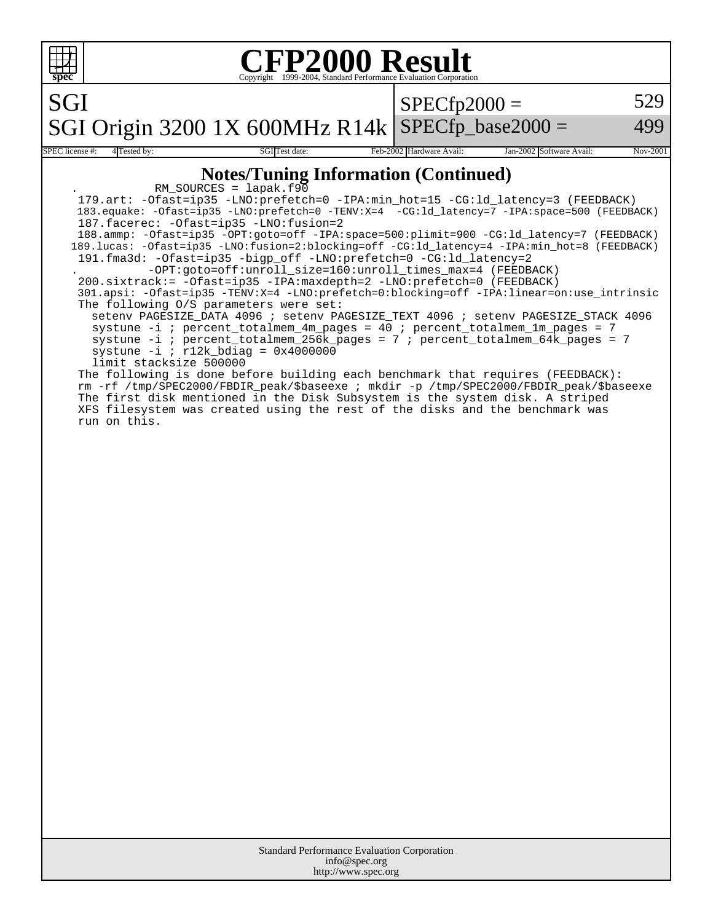# CFP2000 Result

Copyright 1999-2004, Standard Performance Evaluation Corporation

SGI

SGI Origin 3200 1X 600MHz R14k

SPECfp2000 = 529

SPECfp_base2000 = 499

| SPEC license #: | 4 | Tested by: | SGI | Test date: | Feb-2002 | Hardware Avail: | Jan-2002 | Software Avail: | Nov-2001 |
|---|---|---|---|---|---|---|---|---|---|

## Notes/Tuning Information (Continued)

```
.          RM_SOURCES = lapak.f90
 179.art: -Ofast=ip35 -LNO:prefetch=0 -IPA:min_hot=15 -CG:ld_latency=3 (FEEDBACK)
 183.equake: -Ofast=ip35 -LNO:prefetch=0 -TENV:X=4  -CG:ld_latency=7 -IPA:space=500 (FEEDBACK)
 187.facerec: -Ofast=ip35 -LNO:fusion=2
 188.ammp: -Ofast=ip35 -OPT:goto=off -IPA:space=500:plimit=900 -CG:ld_latency=7 (FEEDBACK)
189.lucas: -Ofast=ip35 -LNO:fusion=2:blocking=off -CG:ld_latency=4 -IPA:min_hot=8 (FEEDBACK)
 191.fma3d: -Ofast=ip35 -bigp_off -LNO:prefetch=0 -CG:ld_latency=2
.          -OPT:goto=off:unroll_size=160:unroll_times_max=4 (FEEDBACK)
 200.sixtrack:= -Ofast=ip35 -IPA:maxdepth=2 -LNO:prefetch=0 (FEEDBACK)
 301.apsi: -Ofast=ip35 -TENV:X=4 -LNO:prefetch=0:blocking=off -IPA:linear=on:use_intrinsic
 The following O/S parameters were set:
   setenv PAGESIZE_DATA 4096 ; setenv PAGESIZE_TEXT 4096 ; setenv PAGESIZE_STACK 4096
   systune -i ; percent_totalmem_4m_pages = 40 ; percent_totalmem_1m_pages = 7
   systune -i ; percent_totalmem_256k_pages = 7 ; percent_totalmem_64k_pages = 7
   systune -i ; r12k_bdiag = 0x4000000
   limit stacksize 500000
 The following is done before building each benchmark that requires (FEEDBACK):
 rm -rf /tmp/SPEC2000/FBDIR_peak/$baseexe ; mkdir -p /tmp/SPEC2000/FBDIR_peak/$baseexe
 The first disk mentioned in the Disk Subsystem is the system disk. A striped
 XFS filesystem was created using the rest of the disks and the benchmark was
 run on this.
```

Standard Performance Evaluation Corporation
info@spec.org
http://www.spec.org